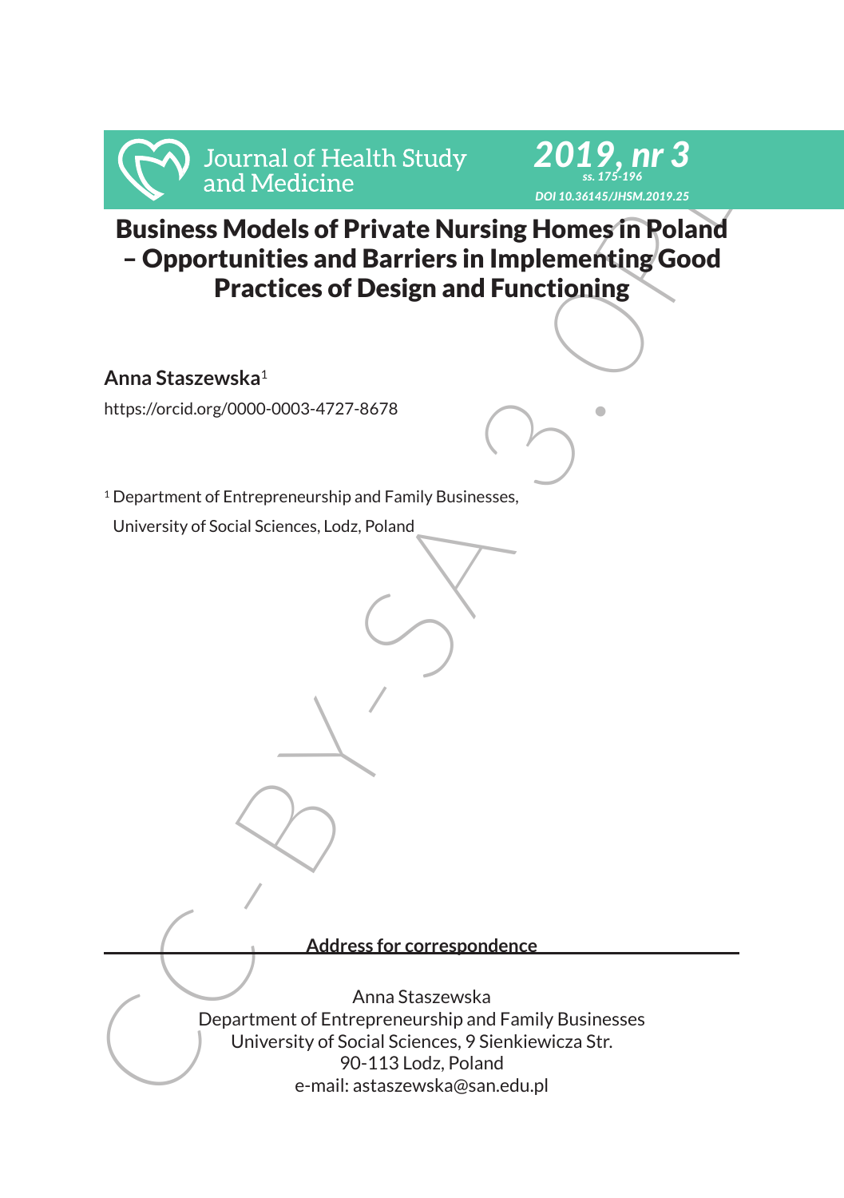# Business Models of Private Nursing Homes in Poland – Opportunities and Barriers in Implementing Good Practices of Design and Functioning

**Anna Staszewska**[1]

https://orcid.org/0000-0003-4727-8678

[1] Department of Entrepreneurship and Family Businesses, University of Social Sciences, Lodz, Poland

**Address for correspondence**

Anna Staszewska
Department of Entrepreneurship and Family Businesses
University of Social Sciences, 9 Sienkiewicza Str.
90-113 Lodz, Poland
e-mail: astaszewska@san.edu.pl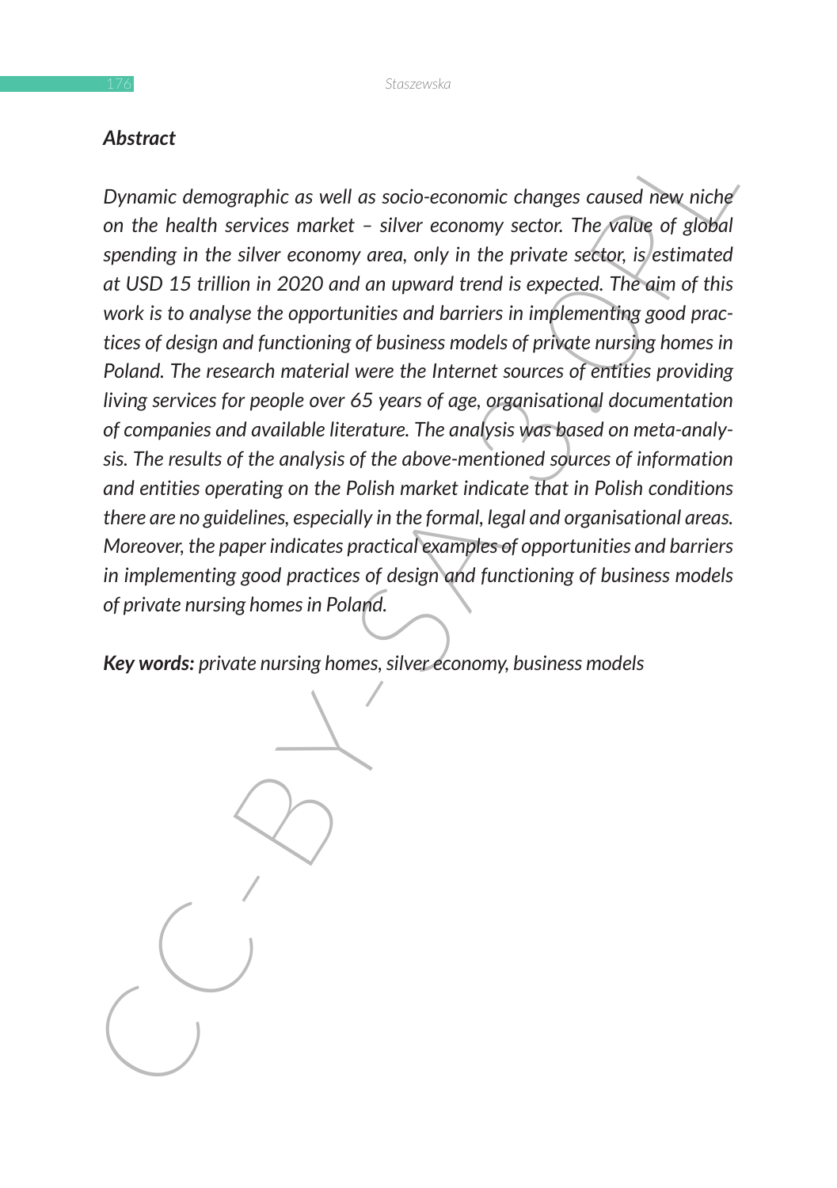***Abstract***

*Dynamic demographic as well as socio-economic changes caused new niche on the health services market – silver economy sector. The value of global spending in the silver economy area, only in the private sector, is estimated at USD 15 trillion in 2020 and an upward trend is expected. The aim of this work is to analyse the opportunities and barriers in implementing good practices of design and functioning of business models of private nursing homes in Poland. The research material were the Internet sources of entities providing living services for people over 65 years of age, organisational documentation of companies and available literature. The analysis was based on meta-analysis. The results of the analysis of the above-mentioned sources of information and entities operating on the Polish market indicate that in Polish conditions there are no guidelines, especially in the formal, legal and organisational areas. Moreover, the paper indicates practical examples of opportunities and barriers in implementing good practices of design and functioning of business models of private nursing homes in Poland.*

***Key words:*** *private nursing homes, silver economy, business models*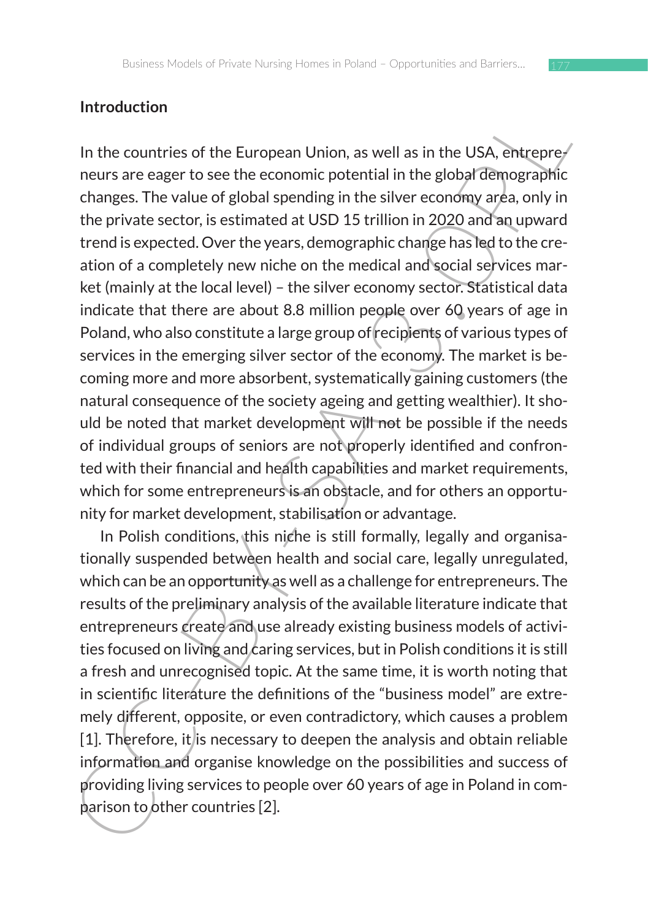## Introduction

In the countries of the European Union, as well as in the USA, entrepreneurs are eager to see the economic potential in the global demographic changes. The value of global spending in the silver economy area, only in the private sector, is estimated at USD 15 trillion in 2020 and an upward trend is expected. Over the years, demographic change has led to the creation of a completely new niche on the medical and social services market (mainly at the local level) – the silver economy sector. Statistical data indicate that there are about 8.8 million people over 60 years of age in Poland, who also constitute a large group of recipients of various types of services in the emerging silver sector of the economy. The market is becoming more and more absorbent, systematically gaining customers (the natural consequence of the society ageing and getting wealthier). It should be noted that market development will not be possible if the needs of individual groups of seniors are not properly identified and confronted with their financial and health capabilities and market requirements, which for some entrepreneurs is an obstacle, and for others an opportunity for market development, stabilisation or advantage.

In Polish conditions, this niche is still formally, legally and organisationally suspended between health and social care, legally unregulated, which can be an opportunity as well as a challenge for entrepreneurs. The results of the preliminary analysis of the available literature indicate that entrepreneurs create and use already existing business models of activities focused on living and caring services, but in Polish conditions it is still a fresh and unrecognised topic. At the same time, it is worth noting that in scientific literature the definitions of the "business model" are extremely different, opposite, or even contradictory, which causes a problem [1]. Therefore, it is necessary to deepen the analysis and obtain reliable information and organise knowledge on the possibilities and success of providing living services to people over 60 years of age in Poland in comparison to other countries [2].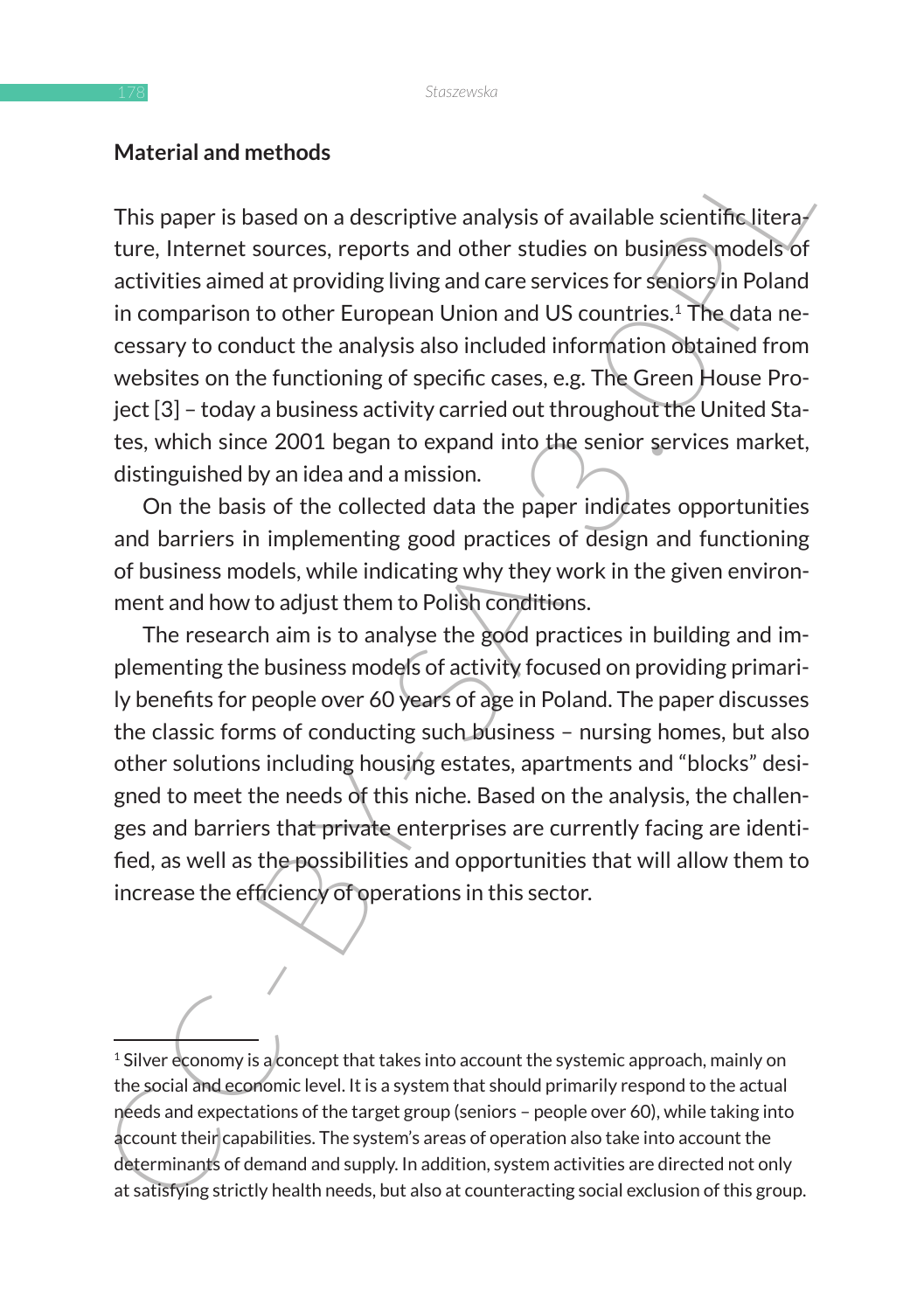## Material and methods

This paper is based on a descriptive analysis of available scientific literature, Internet sources, reports and other studies on business models of activities aimed at providing living and care services for seniors in Poland in comparison to other European Union and US countries.[1] The data necessary to conduct the analysis also included information obtained from websites on the functioning of specific cases, e.g. The Green House Project [3] – today a business activity carried out throughout the United States, which since 2001 began to expand into the senior services market, distinguished by an idea and a mission.

On the basis of the collected data the paper indicates opportunities and barriers in implementing good practices of design and functioning of business models, while indicating why they work in the given environment and how to adjust them to Polish conditions.

The research aim is to analyse the good practices in building and implementing the business models of activity focused on providing primarily benefits for people over 60 years of age in Poland. The paper discusses the classic forms of conducting such business – nursing homes, but also other solutions including housing estates, apartments and "blocks" designed to meet the needs of this niche. Based on the analysis, the challenges and barriers that private enterprises are currently facing are identified, as well as the possibilities and opportunities that will allow them to increase the efficiency of operations in this sector.

[1] Silver economy is a concept that takes into account the systemic approach, mainly on the social and economic level. It is a system that should primarily respond to the actual needs and expectations of the target group (seniors – people over 60), while taking into account their capabilities. The system's areas of operation also take into account the determinants of demand and supply. In addition, system activities are directed not only at satisfying strictly health needs, but also at counteracting social exclusion of this group.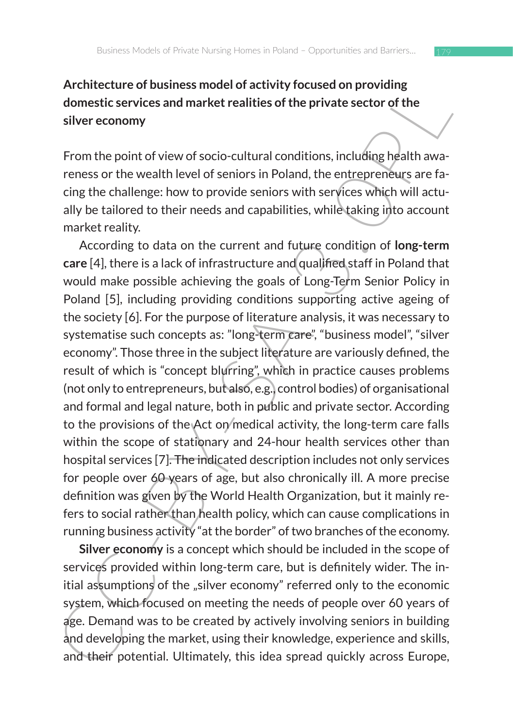## Architecture of business model of activity focused on providing domestic services and market realities of the private sector of the silver economy

From the point of view of socio-cultural conditions, including health awareness or the wealth level of seniors in Poland, the entrepreneurs are facing the challenge: how to provide seniors with services which will actually be tailored to their needs and capabilities, while taking into account market reality.

According to data on the current and future condition of **long-term care** [4], there is a lack of infrastructure and qualified staff in Poland that would make possible achieving the goals of Long-Term Senior Policy in Poland [5], including providing conditions supporting active ageing of the society [6]. For the purpose of literature analysis, it was necessary to systematise such concepts as: "long-term care", "business model", "silver economy". Those three in the subject literature are variously defined, the result of which is "concept blurring", which in practice causes problems (not only to entrepreneurs, but also, e.g., control bodies) of organisational and formal and legal nature, both in public and private sector. According to the provisions of the Act on medical activity, the long-term care falls within the scope of stationary and 24-hour health services other than hospital services [7]. The indicated description includes not only services for people over 60 years of age, but also chronically ill. A more precise definition was given by the World Health Organization, but it mainly refers to social rather than health policy, which can cause complications in running business activity "at the border" of two branches of the economy.

**Silver economy** is a concept which should be included in the scope of services provided within long-term care, but is definitely wider. The initial assumptions of the „silver economy" referred only to the economic system, which focused on meeting the needs of people over 60 years of age. Demand was to be created by actively involving seniors in building and developing the market, using their knowledge, experience and skills, and their potential. Ultimately, this idea spread quickly across Europe,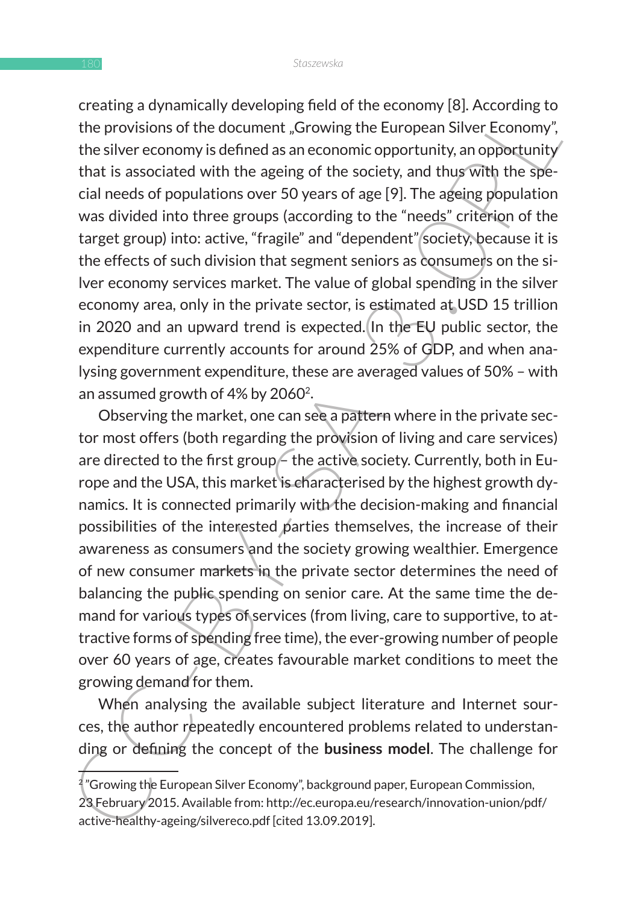creating a dynamically developing field of the economy [8]. According to the provisions of the document „Growing the European Silver Economy", the silver economy is defined as an economic opportunity, an opportunity that is associated with the ageing of the society, and thus with the special needs of populations over 50 years of age [9]. The ageing population was divided into three groups (according to the "needs" criterion of the target group) into: active, "fragile" and "dependent" society, because it is the effects of such division that segment seniors as consumers on the silver economy services market. The value of global spending in the silver economy area, only in the private sector, is estimated at USD 15 trillion in 2020 and an upward trend is expected. In the EU public sector, the expenditure currently accounts for around 25% of GDP, and when analysing government expenditure, these are averaged values of 50% – with an assumed growth of 4% by 2060[2].

Observing the market, one can see a pattern where in the private sector most offers (both regarding the provision of living and care services) are directed to the first group – the active society. Currently, both in Europe and the USA, this market is characterised by the highest growth dynamics. It is connected primarily with the decision-making and financial possibilities of the interested parties themselves, the increase of their awareness as consumers and the society growing wealthier. Emergence of new consumer markets in the private sector determines the need of balancing the public spending on senior care. At the same time the demand for various types of services (from living, care to supportive, to attractive forms of spending free time), the ever-growing number of people over 60 years of age, creates favourable market conditions to meet the growing demand for them.

When analysing the available subject literature and Internet sources, the author repeatedly encountered problems related to understanding or defining the concept of the **business model**. The challenge for

[2] "Growing the European Silver Economy", background paper, European Commission, 23 February 2015. Available from: http://ec.europa.eu/research/innovation-union/pdf/active-healthy-ageing/silvereco.pdf [cited 13.09.2019].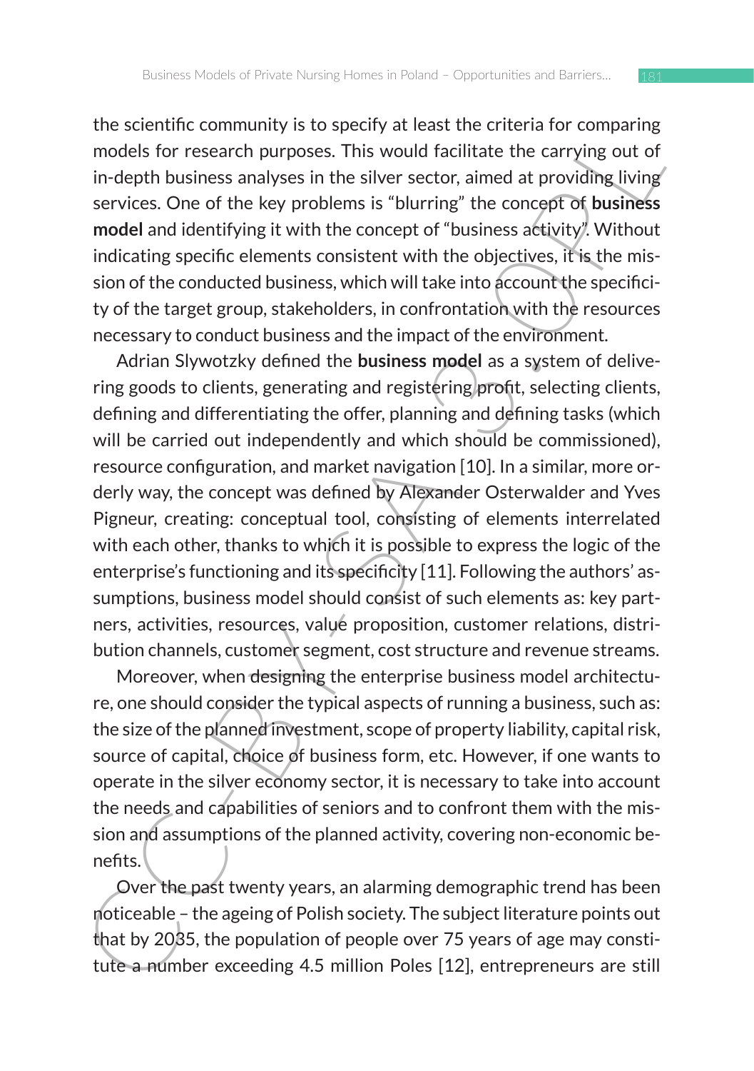the scientific community is to specify at least the criteria for comparing models for research purposes. This would facilitate the carrying out of in-depth business analyses in the silver sector, aimed at providing living services. One of the key problems is "blurring" the concept of **business model** and identifying it with the concept of "business activity". Without indicating specific elements consistent with the objectives, it is the mission of the conducted business, which will take into account the specificity of the target group, stakeholders, in confrontation with the resources necessary to conduct business and the impact of the environment.

Adrian Slywotzky defined the **business model** as a system of delivering goods to clients, generating and registering profit, selecting clients, defining and differentiating the offer, planning and defining tasks (which will be carried out independently and which should be commissioned), resource configuration, and market navigation [10]. In a similar, more orderly way, the concept was defined by Alexander Osterwalder and Yves Pigneur, creating: conceptual tool, consisting of elements interrelated with each other, thanks to which it is possible to express the logic of the enterprise's functioning and its specificity [11]. Following the authors' assumptions, business model should consist of such elements as: key partners, activities, resources, value proposition, customer relations, distribution channels, customer segment, cost structure and revenue streams.

Moreover, when designing the enterprise business model architecture, one should consider the typical aspects of running a business, such as: the size of the planned investment, scope of property liability, capital risk, source of capital, choice of business form, etc. However, if one wants to operate in the silver economy sector, it is necessary to take into account the needs and capabilities of seniors and to confront them with the mission and assumptions of the planned activity, covering non-economic benefits.

Over the past twenty years, an alarming demographic trend has been noticeable – the ageing of Polish society. The subject literature points out that by 2035, the population of people over 75 years of age may constitute a number exceeding 4.5 million Poles [12], entrepreneurs are still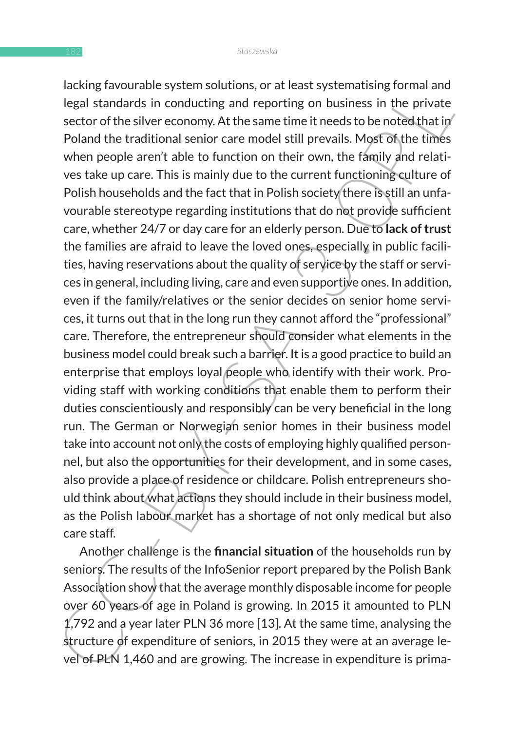lacking favourable system solutions, or at least systematising formal and legal standards in conducting and reporting on business in the private sector of the silver economy. At the same time it needs to be noted that in Poland the traditional senior care model still prevails. Most of the times when people aren't able to function on their own, the family and relatives take up care. This is mainly due to the current functioning culture of Polish households and the fact that in Polish society there is still an unfavourable stereotype regarding institutions that do not provide sufficient care, whether 24/7 or day care for an elderly person. Due to **lack of trust** the families are afraid to leave the loved ones, especially in public facilities, having reservations about the quality of service by the staff or services in general, including living, care and even supportive ones. In addition, even if the family/relatives or the senior decides on senior home services, it turns out that in the long run they cannot afford the "professional" care. Therefore, the entrepreneur should consider what elements in the business model could break such a barrier. It is a good practice to build an enterprise that employs loyal people who identify with their work. Providing staff with working conditions that enable them to perform their duties conscientiously and responsibly can be very beneficial in the long run. The German or Norwegian senior homes in their business model take into account not only the costs of employing highly qualified personnel, but also the opportunities for their development, and in some cases, also provide a place of residence or childcare. Polish entrepreneurs should think about what actions they should include in their business model, as the Polish labour market has a shortage of not only medical but also care staff.

Another challenge is the **financial situation** of the households run by seniors. The results of the InfoSenior report prepared by the Polish Bank Association show that the average monthly disposable income for people over 60 years of age in Poland is growing. In 2015 it amounted to PLN 1,792 and a year later PLN 36 more [13]. At the same time, analysing the structure of expenditure of seniors, in 2015 they were at an average level of PLN 1,460 and are growing. The increase in expenditure is prima-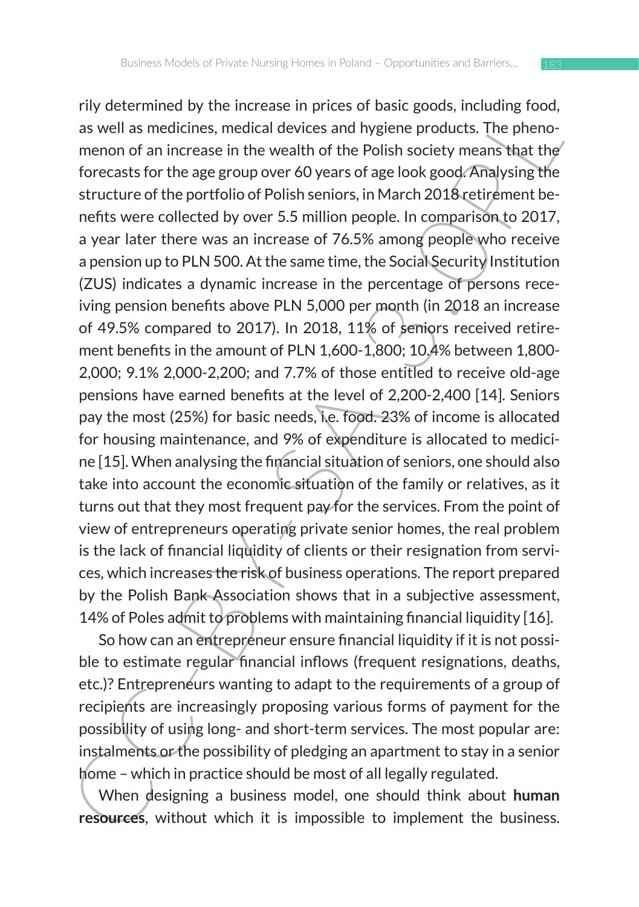rily determined by the increase in prices of basic goods, including food, as well as medicines, medical devices and hygiene products. The phenomenon of an increase in the wealth of the Polish society means that the forecasts for the age group over 60 years of age look good. Analysing the structure of the portfolio of Polish seniors, in March 2018 retirement benefits were collected by over 5.5 million people. In comparison to 2017, a year later there was an increase of 76.5% among people who receive a pension up to PLN 500. At the same time, the Social Security Institution (ZUS) indicates a dynamic increase in the percentage of persons receiving pension benefits above PLN 5,000 per month (in 2018 an increase of 49.5% compared to 2017). In 2018, 11% of seniors received retirement benefits in the amount of PLN 1,600-1,800; 10.4% between 1,800-2,000; 9.1% 2,000-2,200; and 7.7% of those entitled to receive old-age pensions have earned benefits at the level of 2,200-2,400 [14]. Seniors pay the most (25%) for basic needs, i.e. food. 23% of income is allocated for housing maintenance, and 9% of expenditure is allocated to medicine [15]. When analysing the financial situation of seniors, one should also take into account the economic situation of the family or relatives, as it turns out that they most frequent pay for the services. From the point of view of entrepreneurs operating private senior homes, the real problem is the lack of financial liquidity of clients or their resignation from services, which increases the risk of business operations. The report prepared by the Polish Bank Association shows that in a subjective assessment, 14% of Poles admit to problems with maintaining financial liquidity [16].

So how can an entrepreneur ensure financial liquidity if it is not possible to estimate regular financial inflows (frequent resignations, deaths, etc.)? Entrepreneurs wanting to adapt to the requirements of a group of recipients are increasingly proposing various forms of payment for the possibility of using long- and short-term services. The most popular are: instalments or the possibility of pledging an apartment to stay in a senior home – which in practice should be most of all legally regulated.

When designing a business model, one should think about **human resources**, without which it is impossible to implement the business.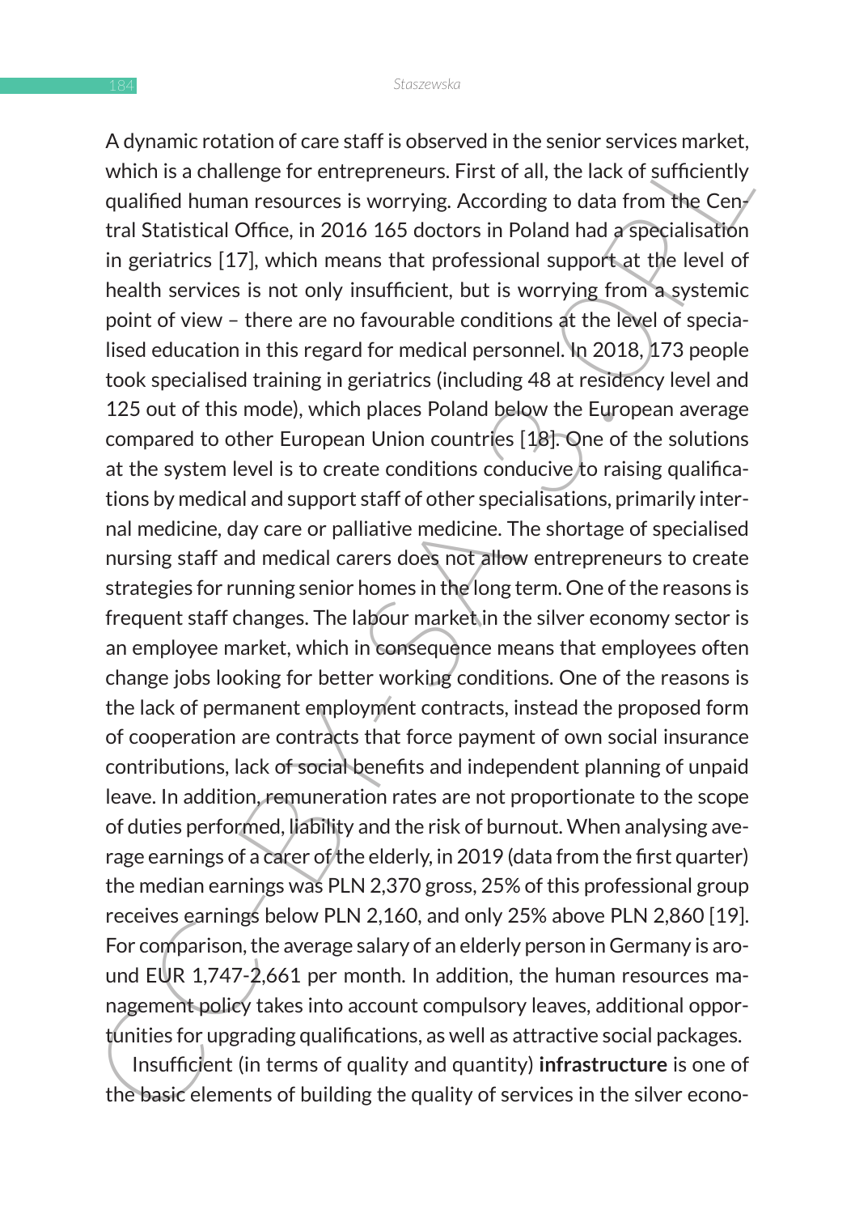A dynamic rotation of care staff is observed in the senior services market, which is a challenge for entrepreneurs. First of all, the lack of sufficiently qualified human resources is worrying. According to data from the Central Statistical Office, in 2016 165 doctors in Poland had a specialisation in geriatrics [17], which means that professional support at the level of health services is not only insufficient, but is worrying from a systemic point of view – there are no favourable conditions at the level of specialised education in this regard for medical personnel. In 2018, 173 people took specialised training in geriatrics (including 48 at residency level and 125 out of this mode), which places Poland below the European average compared to other European Union countries [18]. One of the solutions at the system level is to create conditions conducive to raising qualifications by medical and support staff of other specialisations, primarily internal medicine, day care or palliative medicine. The shortage of specialised nursing staff and medical carers does not allow entrepreneurs to create strategies for running senior homes in the long term. One of the reasons is frequent staff changes. The labour market in the silver economy sector is an employee market, which in consequence means that employees often change jobs looking for better working conditions. One of the reasons is the lack of permanent employment contracts, instead the proposed form of cooperation are contracts that force payment of own social insurance contributions, lack of social benefits and independent planning of unpaid leave. In addition, remuneration rates are not proportionate to the scope of duties performed, liability and the risk of burnout. When analysing average earnings of a carer of the elderly, in 2019 (data from the first quarter) the median earnings was PLN 2,370 gross, 25% of this professional group receives earnings below PLN 2,160, and only 25% above PLN 2,860 [19]. For comparison, the average salary of an elderly person in Germany is around EUR 1,747-2,661 per month. In addition, the human resources management policy takes into account compulsory leaves, additional opportunities for upgrading qualifications, as well as attractive social packages.

Insufficient (in terms of quality and quantity) **infrastructure** is one of the basic elements of building the quality of services in the silver econo-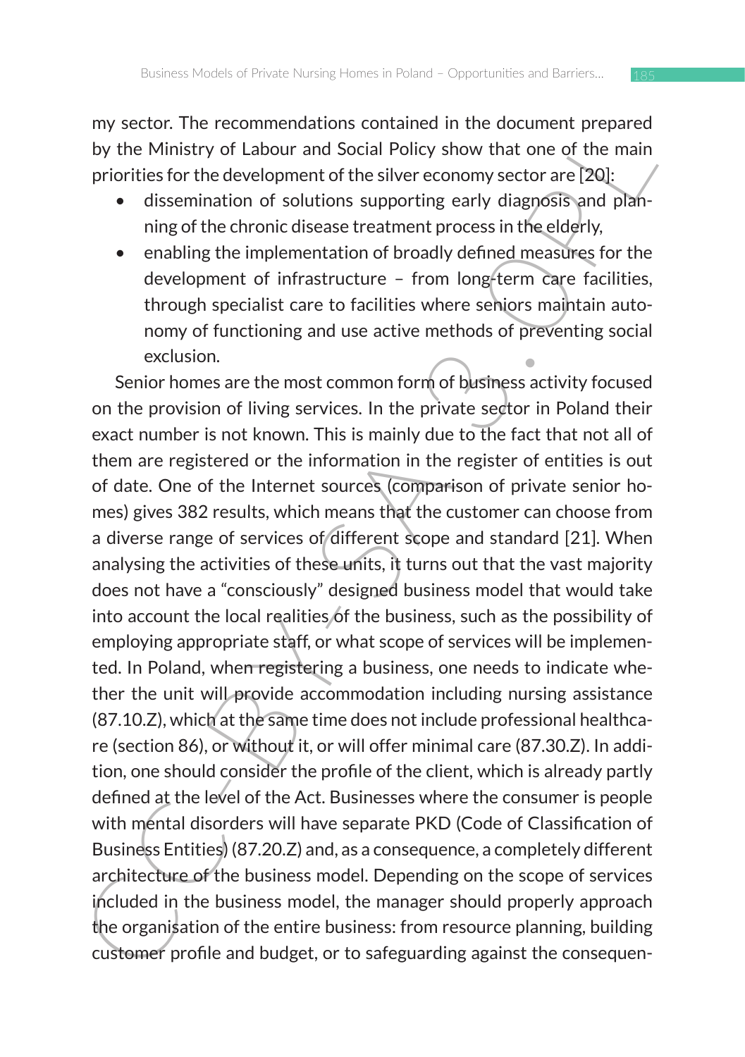my sector. The recommendations contained in the document prepared by the Ministry of Labour and Social Policy show that one of the main priorities for the development of the silver economy sector are [20]:

- dissemination of solutions supporting early diagnosis and planning of the chronic disease treatment process in the elderly,
- enabling the implementation of broadly defined measures for the development of infrastructure – from long-term care facilities, through specialist care to facilities where seniors maintain autonomy of functioning and use active methods of preventing social exclusion.

Senior homes are the most common form of business activity focused on the provision of living services. In the private sector in Poland their exact number is not known. This is mainly due to the fact that not all of them are registered or the information in the register of entities is out of date. One of the Internet sources (comparison of private senior homes) gives 382 results, which means that the customer can choose from a diverse range of services of different scope and standard [21]. When analysing the activities of these units, it turns out that the vast majority does not have a "consciously" designed business model that would take into account the local realities of the business, such as the possibility of employing appropriate staff, or what scope of services will be implemented. In Poland, when registering a business, one needs to indicate whether the unit will provide accommodation including nursing assistance (87.10.Z), which at the same time does not include professional healthcare (section 86), or without it, or will offer minimal care (87.30.Z). In addition, one should consider the profile of the client, which is already partly defined at the level of the Act. Businesses where the consumer is people with mental disorders will have separate PKD (Code of Classification of Business Entities) (87.20.Z) and, as a consequence, a completely different architecture of the business model. Depending on the scope of services included in the business model, the manager should properly approach the organisation of the entire business: from resource planning, building customer profile and budget, or to safeguarding against the consequen-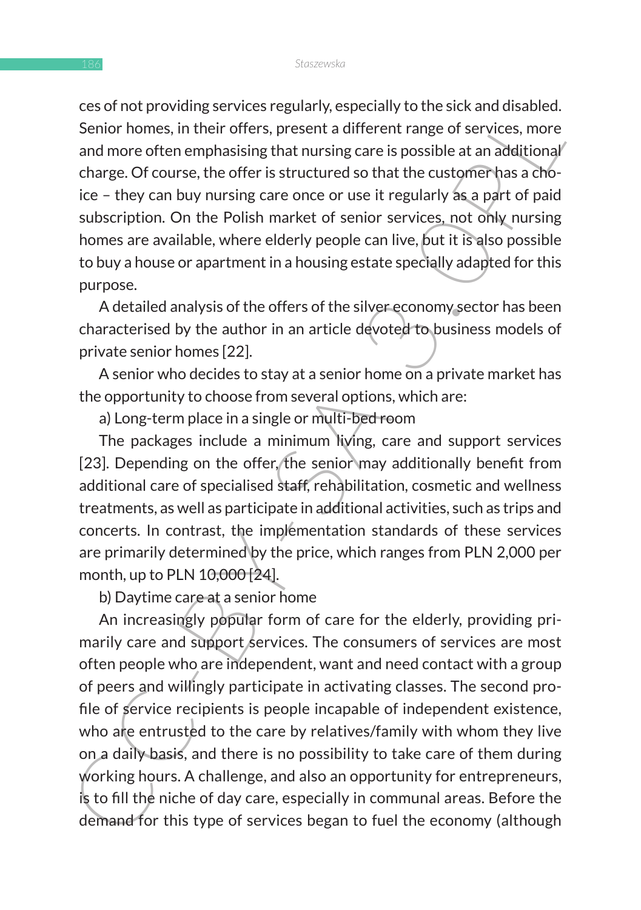ces of not providing services regularly, especially to the sick and disabled. Senior homes, in their offers, present a different range of services, more and more often emphasising that nursing care is possible at an additional charge. Of course, the offer is structured so that the customer has a choice – they can buy nursing care once or use it regularly as a part of paid subscription. On the Polish market of senior services, not only nursing homes are available, where elderly people can live, but it is also possible to buy a house or apartment in a housing estate specially adapted for this purpose.

A detailed analysis of the offers of the silver economy sector has been characterised by the author in an article devoted to business models of private senior homes [22].

A senior who decides to stay at a senior home on a private market has the opportunity to choose from several options, which are:

a) Long-term place in a single or multi-bed room

The packages include a minimum living, care and support services [23]. Depending on the offer, the senior may additionally benefit from additional care of specialised staff, rehabilitation, cosmetic and wellness treatments, as well as participate in additional activities, such as trips and concerts. In contrast, the implementation standards of these services are primarily determined by the price, which ranges from PLN 2,000 per month, up to PLN 10,000 [24].

b) Daytime care at a senior home

An increasingly popular form of care for the elderly, providing primarily care and support services. The consumers of services are most often people who are independent, want and need contact with a group of peers and willingly participate in activating classes. The second profile of service recipients is people incapable of independent existence, who are entrusted to the care by relatives/family with whom they live on a daily basis, and there is no possibility to take care of them during working hours. A challenge, and also an opportunity for entrepreneurs, is to fill the niche of day care, especially in communal areas. Before the demand for this type of services began to fuel the economy (although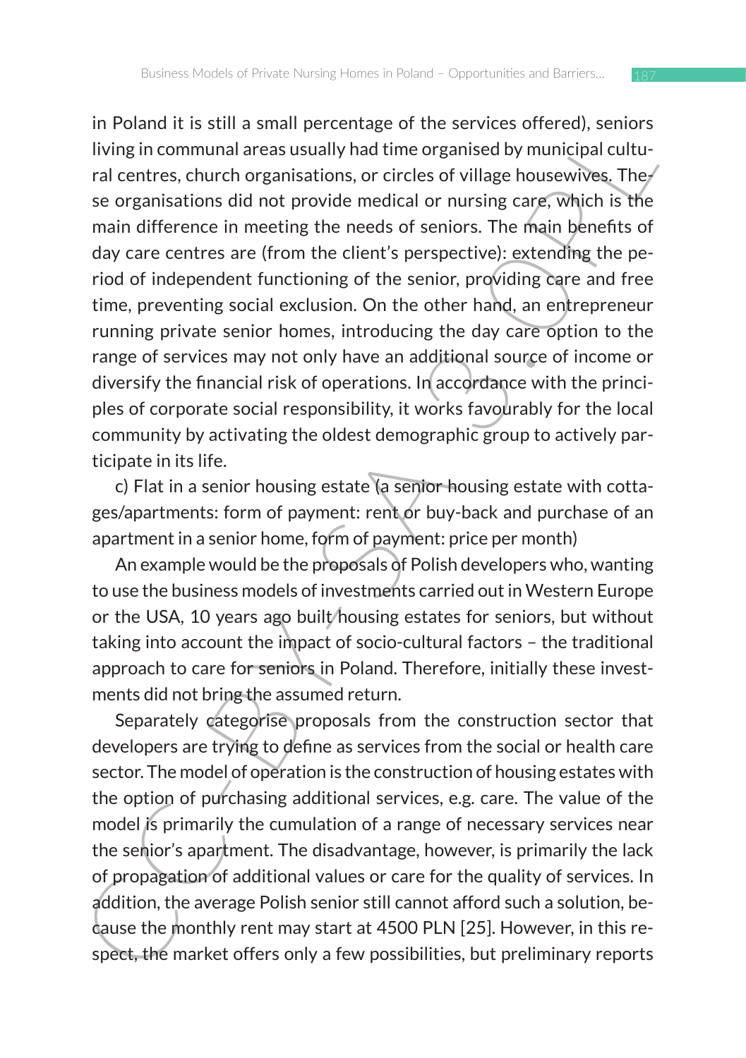in Poland it is still a small percentage of the services offered), seniors living in communal areas usually had time organised by municipal cultural centres, church organisations, or circles of village housewives. These organisations did not provide medical or nursing care, which is the main difference in meeting the needs of seniors. The main benefits of day care centres are (from the client's perspective): extending the period of independent functioning of the senior, providing care and free time, preventing social exclusion. On the other hand, an entrepreneur running private senior homes, introducing the day care option to the range of services may not only have an additional source of income or diversify the financial risk of operations. In accordance with the principles of corporate social responsibility, it works favourably for the local community by activating the oldest demographic group to actively participate in its life.

c) Flat in a senior housing estate (a senior housing estate with cottages/apartments: form of payment: rent or buy-back and purchase of an apartment in a senior home, form of payment: price per month)

An example would be the proposals of Polish developers who, wanting to use the business models of investments carried out in Western Europe or the USA, 10 years ago built housing estates for seniors, but without taking into account the impact of socio-cultural factors – the traditional approach to care for seniors in Poland. Therefore, initially these investments did not bring the assumed return.

Separately categorise proposals from the construction sector that developers are trying to define as services from the social or health care sector. The model of operation is the construction of housing estates with the option of purchasing additional services, e.g. care. The value of the model is primarily the cumulation of a range of necessary services near the senior's apartment. The disadvantage, however, is primarily the lack of propagation of additional values or care for the quality of services. In addition, the average Polish senior still cannot afford such a solution, because the monthly rent may start at 4500 PLN [25]. However, in this respect, the market offers only a few possibilities, but preliminary reports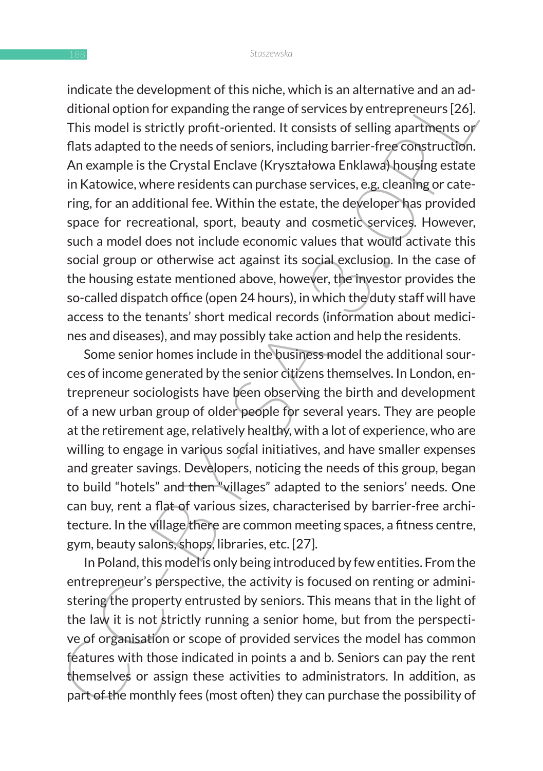indicate the development of this niche, which is an alternative and an additional option for expanding the range of services by entrepreneurs [26]. This model is strictly profit-oriented. It consists of selling apartments or flats adapted to the needs of seniors, including barrier-free construction. An example is the Crystal Enclave (Kryształowa Enklawa) housing estate in Katowice, where residents can purchase services, e.g. cleaning or catering, for an additional fee. Within the estate, the developer has provided space for recreational, sport, beauty and cosmetic services. However, such a model does not include economic values that would activate this social group or otherwise act against its social exclusion. In the case of the housing estate mentioned above, however, the investor provides the so-called dispatch office (open 24 hours), in which the duty staff will have access to the tenants' short medical records (information about medicines and diseases), and may possibly take action and help the residents.

Some senior homes include in the business model the additional sources of income generated by the senior citizens themselves. In London, entrepreneur sociologists have been observing the birth and development of a new urban group of older people for several years. They are people at the retirement age, relatively healthy, with a lot of experience, who are willing to engage in various social initiatives, and have smaller expenses and greater savings. Developers, noticing the needs of this group, began to build "hotels" and then "villages" adapted to the seniors' needs. One can buy, rent a flat of various sizes, characterised by barrier-free architecture. In the village there are common meeting spaces, a fitness centre, gym, beauty salons, shops, libraries, etc. [27].

In Poland, this model is only being introduced by few entities. From the entrepreneur's perspective, the activity is focused on renting or administering the property entrusted by seniors. This means that in the light of the law it is not strictly running a senior home, but from the perspective of organisation or scope of provided services the model has common features with those indicated in points a and b. Seniors can pay the rent themselves or assign these activities to administrators. In addition, as part of the monthly fees (most often) they can purchase the possibility of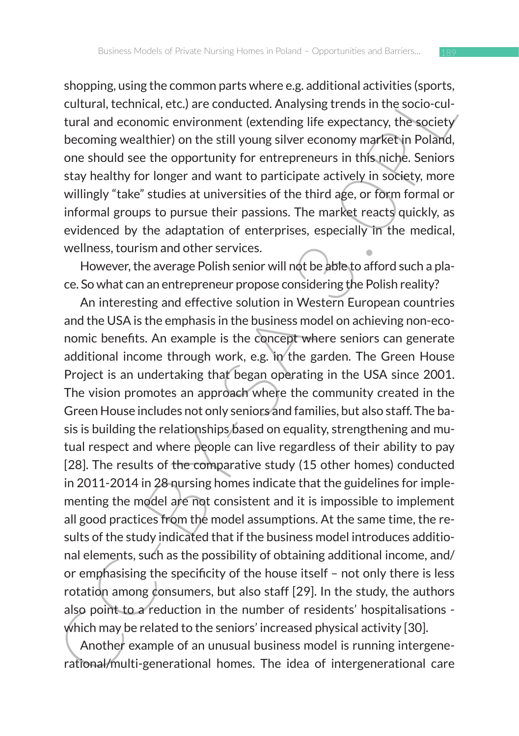shopping, using the common parts where e.g. additional activities (sports, cultural, technical, etc.) are conducted. Analysing trends in the socio-cultural and economic environment (extending life expectancy, the society becoming wealthier) on the still young silver economy market in Poland, one should see the opportunity for entrepreneurs in this niche. Seniors stay healthy for longer and want to participate actively in society, more willingly "take" studies at universities of the third age, or form formal or informal groups to pursue their passions. The market reacts quickly, as evidenced by the adaptation of enterprises, especially in the medical, wellness, tourism and other services.

However, the average Polish senior will not be able to afford such a place. So what can an entrepreneur propose considering the Polish reality?

An interesting and effective solution in Western European countries and the USA is the emphasis in the business model on achieving non-economic benefits. An example is the concept where seniors can generate additional income through work, e.g. in the garden. The Green House Project is an undertaking that began operating in the USA since 2001. The vision promotes an approach where the community created in the Green House includes not only seniors and families, but also staff. The basis is building the relationships based on equality, strengthening and mutual respect and where people can live regardless of their ability to pay [28]. The results of the comparative study (15 other homes) conducted in 2011-2014 in 28 nursing homes indicate that the guidelines for implementing the model are not consistent and it is impossible to implement all good practices from the model assumptions. At the same time, the results of the study indicated that if the business model introduces additional elements, such as the possibility of obtaining additional income, and/or emphasising the specificity of the house itself – not only there is less rotation among consumers, but also staff [29]. In the study, the authors also point to a reduction in the number of residents' hospitalisations - which may be related to the seniors' increased physical activity [30].

Another example of an unusual business model is running intergenerational/multi-generational homes. The idea of intergenerational care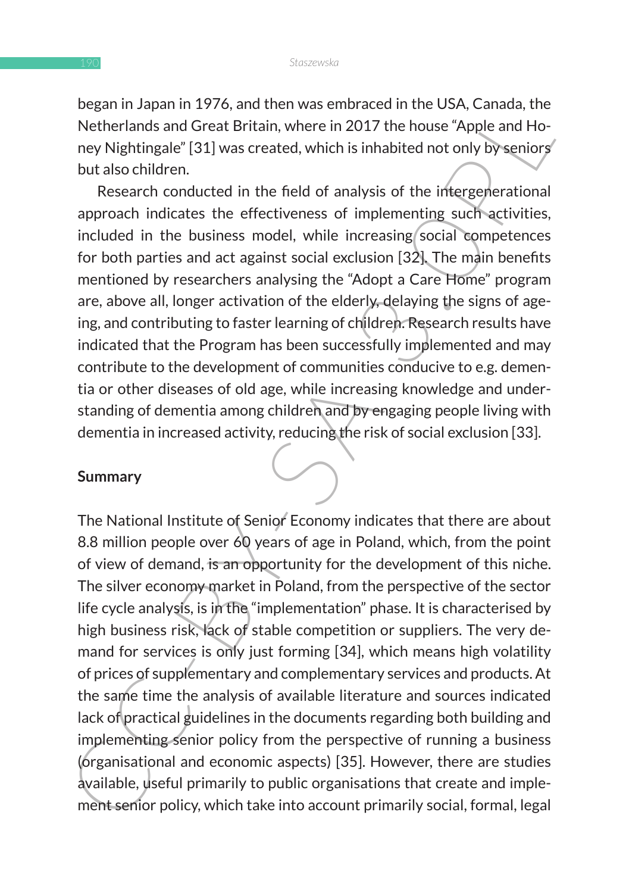began in Japan in 1976, and then was embraced in the USA, Canada, the Netherlands and Great Britain, where in 2017 the house "Apple and Honey Nightingale" [31] was created, which is inhabited not only by seniors but also children.

Research conducted in the field of analysis of the intergenerational approach indicates the effectiveness of implementing such activities, included in the business model, while increasing social competences for both parties and act against social exclusion [32]. The main benefits mentioned by researchers analysing the "Adopt a Care Home" program are, above all, longer activation of the elderly, delaying the signs of ageing, and contributing to faster learning of children. Research results have indicated that the Program has been successfully implemented and may contribute to the development of communities conducive to e.g. dementia or other diseases of old age, while increasing knowledge and understanding of dementia among children and by engaging people living with dementia in increased activity, reducing the risk of social exclusion [33].

## Summary

The National Institute of Senior Economy indicates that there are about 8.8 million people over 60 years of age in Poland, which, from the point of view of demand, is an opportunity for the development of this niche. The silver economy market in Poland, from the perspective of the sector life cycle analysis, is in the "implementation" phase. It is characterised by high business risk, lack of stable competition or suppliers. The very demand for services is only just forming [34], which means high volatility of prices of supplementary and complementary services and products. At the same time the analysis of available literature and sources indicated lack of practical guidelines in the documents regarding both building and implementing senior policy from the perspective of running a business (organisational and economic aspects) [35]. However, there are studies available, useful primarily to public organisations that create and implement senior policy, which take into account primarily social, formal, legal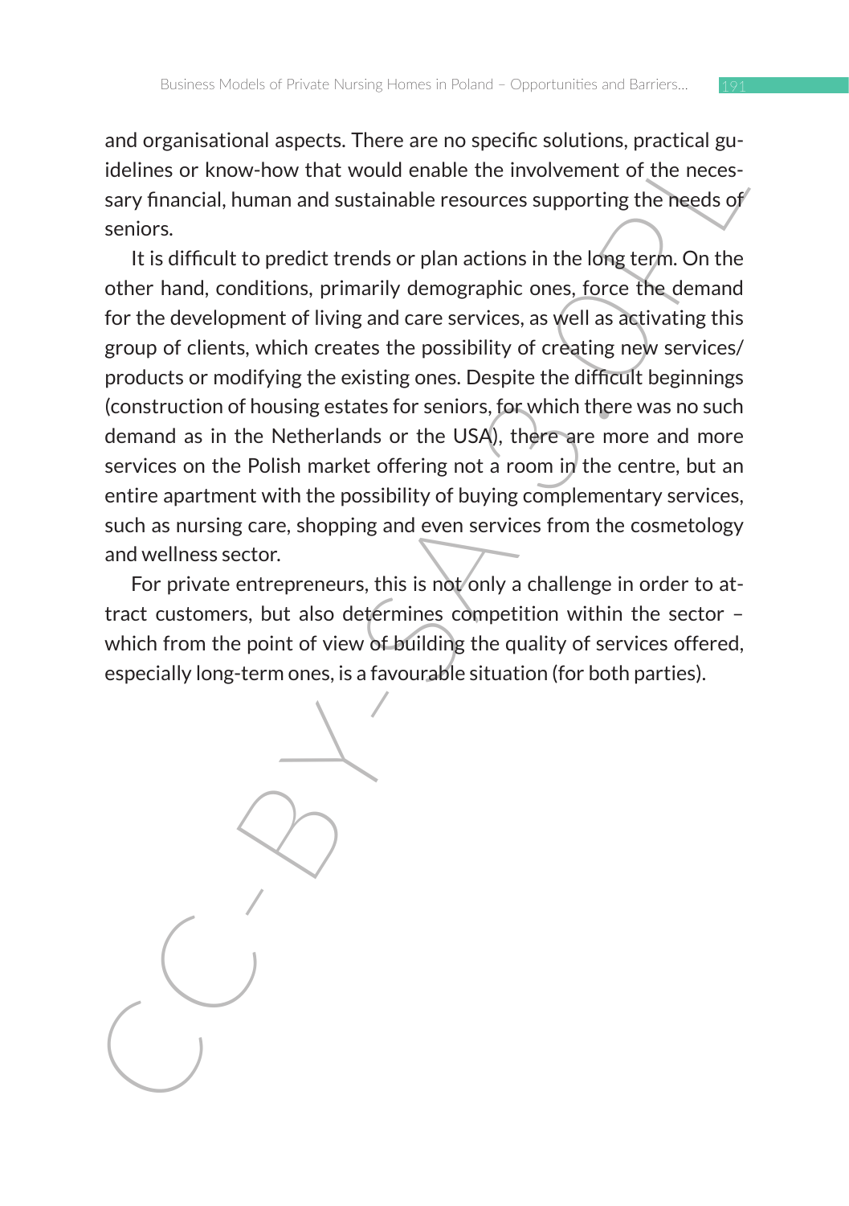and organisational aspects. There are no specific solutions, practical guidelines or know-how that would enable the involvement of the necessary financial, human and sustainable resources supporting the needs of seniors.

It is difficult to predict trends or plan actions in the long term. On the other hand, conditions, primarily demographic ones, force the demand for the development of living and care services, as well as activating this group of clients, which creates the possibility of creating new services/products or modifying the existing ones. Despite the difficult beginnings (construction of housing estates for seniors, for which there was no such demand as in the Netherlands or the USA), there are more and more services on the Polish market offering not a room in the centre, but an entire apartment with the possibility of buying complementary services, such as nursing care, shopping and even services from the cosmetology and wellness sector.

For private entrepreneurs, this is not only a challenge in order to attract customers, but also determines competition within the sector – which from the point of view of building the quality of services offered, especially long-term ones, is a favourable situation (for both parties).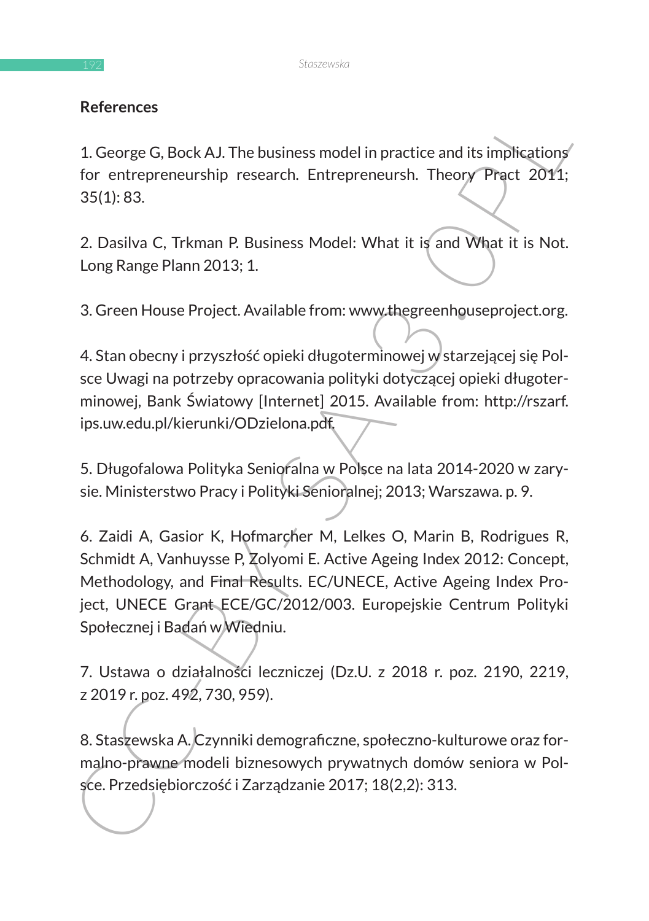## References

1. George G, Bock AJ. The business model in practice and its implications for entrepreneurship research. Entrepreneursh. Theory Pract 2011; 35(1): 83.

2. Dasilva C, Trkman P. Business Model: What it is and What it is Not. Long Range Plann 2013; 1.

3. Green House Project. Available from: www.thegreenhouseproject.org.

4. Stan obecny i przyszłość opieki długoterminowej w starzejącej się Polsce Uwagi na potrzeby opracowania polityki dotyczącej opieki długoterminowej, Bank Światowy [Internet] 2015. Available from: http://rszarf.ips.uw.edu.pl/kierunki/ODzielona.pdf.

5. Długofalowa Polityka Senioralna w Polsce na lata 2014-2020 w zarysie. Ministerstwo Pracy i Polityki Senioralnej; 2013; Warszawa. p. 9.

6. Zaidi A, Gasior K, Hofmarcher M, Lelkes O, Marin B, Rodrigues R, Schmidt A, Vanhuysse P, Zolyomi E. Active Ageing Index 2012: Concept, Methodology, and Final Results. EC/UNECE, Active Ageing Index Project, UNECE Grant ECE/GC/2012/003. Europejskie Centrum Polityki Społecznej i Badań w Wiedniu.

7. Ustawa o działalności leczniczej (Dz.U. z 2018 r. poz. 2190, 2219, z 2019 r. poz. 492, 730, 959).

8. Staszewska A. Czynniki demograficzne, społeczno-kulturowe oraz formalno-prawne modeli biznesowych prywatnych domów seniora w Polsce. Przedsiębiorczość i Zarządzanie 2017; 18(2,2): 313.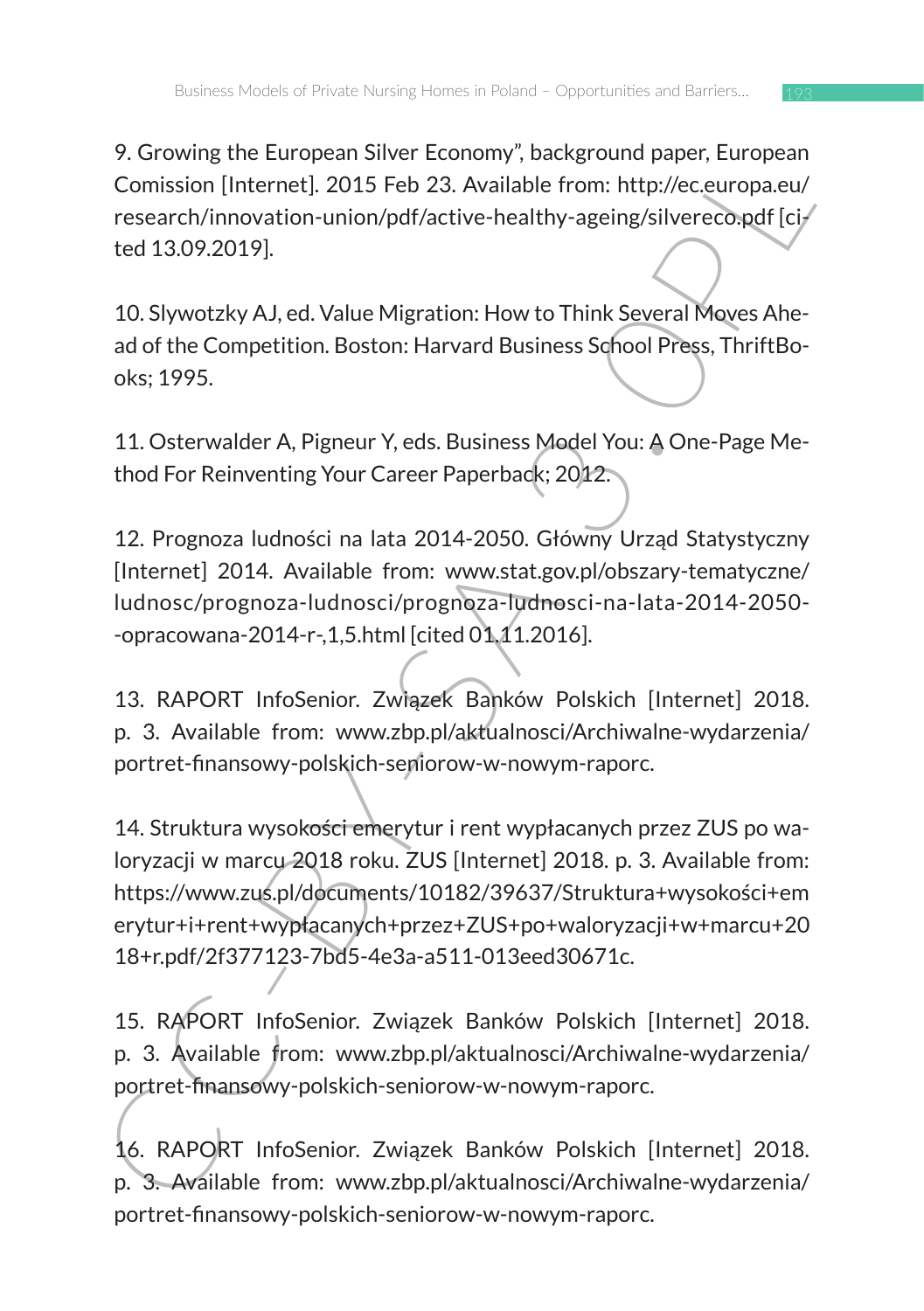9. Growing the European Silver Economy", background paper, European Comission [Internet]. 2015 Feb 23. Available from: http://ec.europa.eu/research/innovation-union/pdf/active-healthy-ageing/silvereco.pdf [cited 13.09.2019].

10. Slywotzky AJ, ed. Value Migration: How to Think Several Moves Ahead of the Competition. Boston: Harvard Business School Press, ThriftBooks; 1995.

11. Osterwalder A, Pigneur Y, eds. Business Model You: A One-Page Method For Reinventing Your Career Paperback; 2012.

12. Prognoza ludności na lata 2014-2050. Główny Urząd Statystyczny [Internet] 2014. Available from: www.stat.gov.pl/obszary-tematyczne/ludnosc/prognoza-ludnosci/prognoza-ludnosci-na-lata-2014-2050--opracowana-2014-r-,1,5.html [cited 01.11.2016].

13. RAPORT InfoSenior. Związek Banków Polskich [Internet] 2018. p. 3. Available from: www.zbp.pl/aktualnosci/Archiwalne-wydarzenia/portret-finansowy-polskich-seniorow-w-nowym-raporc.

14. Struktura wysokości emerytur i rent wypłacanych przez ZUS po waloryzacji w marcu 2018 roku. ZUS [Internet] 2018. p. 3. Available from: https://www.zus.pl/documents/10182/39637/Struktura+wysokości+emerytur+i+rent+wypłacanych+przez+ZUS+po+waloryzacji+w+marcu+2018+r.pdf/2f377123-7bd5-4e3a-a511-013eed30671c.

15. RAPORT InfoSenior. Związek Banków Polskich [Internet] 2018. p. 3. Available from: www.zbp.pl/aktualnosci/Archiwalne-wydarzenia/portret-finansowy-polskich-seniorow-w-nowym-raporc.

16. RAPORT InfoSenior. Związek Banków Polskich [Internet] 2018. p. 3. Available from: www.zbp.pl/aktualnosci/Archiwalne-wydarzenia/portret-finansowy-polskich-seniorow-w-nowym-raporc.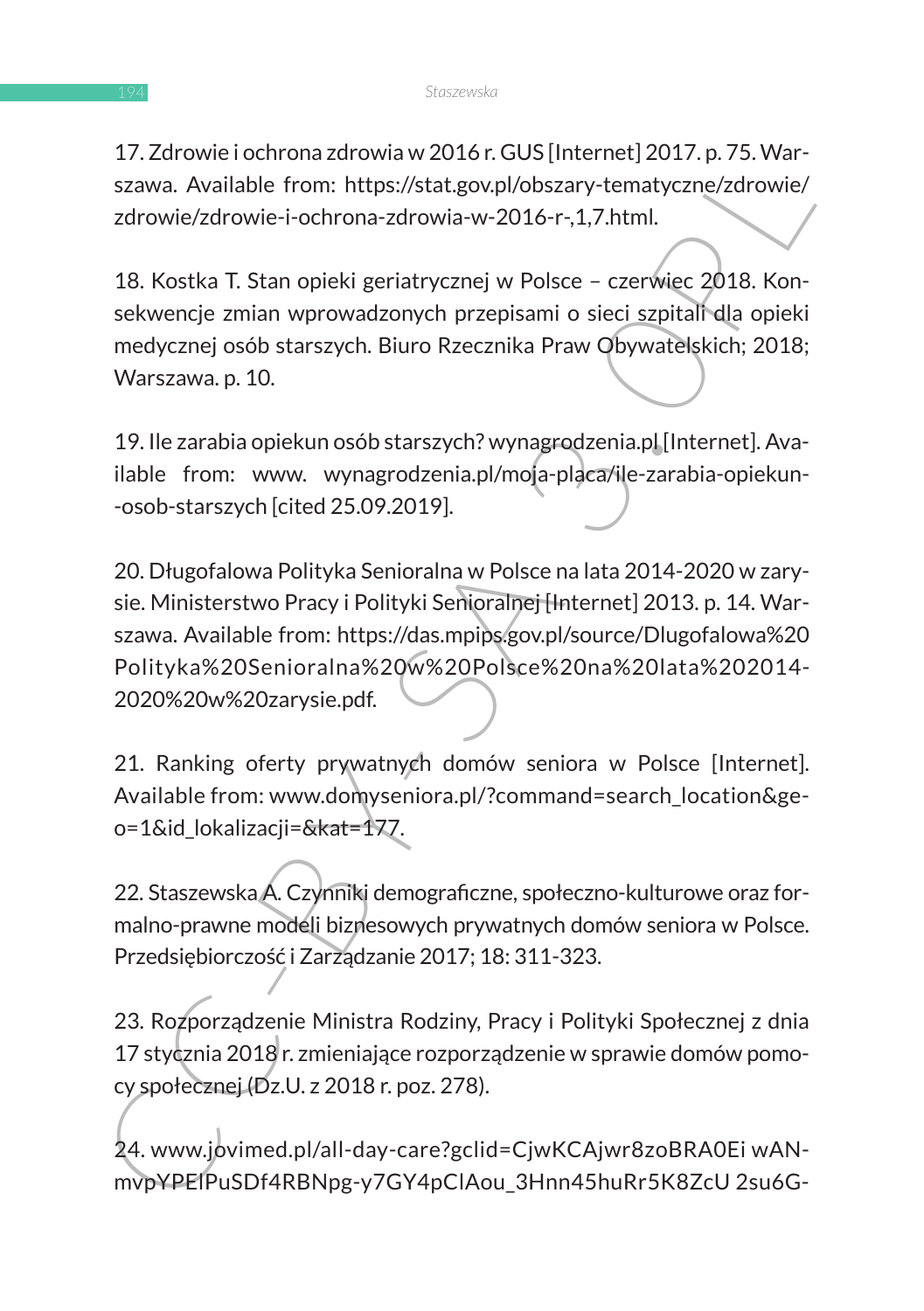17. Zdrowie i ochrona zdrowia w 2016 r. GUS [Internet] 2017. p. 75. Warszawa. Available from: https://stat.gov.pl/obszary-tematyczne/zdrowie/zdrowie/zdrowie-i-ochrona-zdrowia-w-2016-r-,1,7.html.

18. Kostka T. Stan opieki geriatrycznej w Polsce – czerwiec 2018. Konsekwencje zmian wprowadzonych przepisami o sieci szpitali dla opieki medycznej osób starszych. Biuro Rzecznika Praw Obywatelskich; 2018; Warszawa. p. 10.

19. Ile zarabia opiekun osób starszych? wynagrodzenia.pl [Internet]. Available from: www. wynagrodzenia.pl/moja-placa/ile-zarabia-opiekun--osob-starszych [cited 25.09.2019].

20. Długofalowa Polityka Senioralna w Polsce na lata 2014-2020 w zarysie. Ministerstwo Pracy i Polityki Senioralnej [Internet] 2013. p. 14. Warszawa. Available from: https://das.mpips.gov.pl/source/Dlugofalowa%20Polityka%20Senioralna%20w%20Polsce%20na%20lata%202014-2020%20w%20zarysie.pdf.

21. Ranking oferty prywatnych domów seniora w Polsce [Internet]. Available from: www.domyseniora.pl/?command=search_location&geo=1&id_lokalizacji=&kat=177.

22. Staszewska A. Czynniki demograficzne, społeczno-kulturowe oraz formalno-prawne modeli biznesowych prywatnych domów seniora w Polsce. Przedsiębiorczość i Zarządzanie 2017; 18: 311-323.

23. Rozporządzenie Ministra Rodziny, Pracy i Polityki Społecznej z dnia 17 stycznia 2018 r. zmieniające rozporządzenie w sprawie domów pomocy społecznej (Dz.U. z 2018 r. poz. 278).

24. www.jovimed.pl/all-day-care?gclid=CjwKCAjwr8zoBRA0Ei wANmvpYPEIPuSDf4RBNpg-y7GY4pClAou_3Hnn45huRr5K8ZcU 2su6G-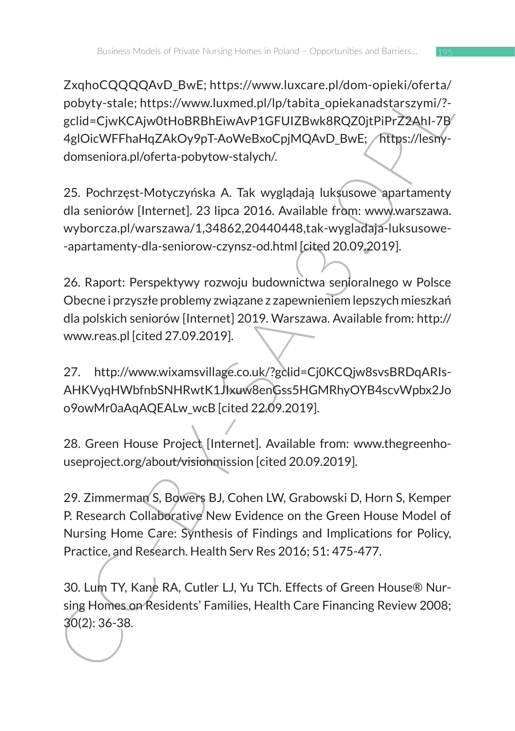ZxqhoCQQQQAvD_BwE; https://www.luxcare.pl/dom-opieki/oferta/pobyty-stale; https://www.luxmed.pl/lp/tabita_opiekanadstarszymi/?-gclid=CjwKCAjw0tHoBRBhEiwAvP1GFUIZBwk8RQZ0jtPiPrZ2AhI-7B4glOicWFFhaHqZAkOy9pT-AoWeBxoCpjMQAvD_BwE; https://lesny-domseniora.pl/oferta-pobytow-stalych/.

25. Pochrzęst-Motyczyńska A. Tak wyglądają luksusowe apartamenty dla seniorów [Internet]. 23 lipca 2016. Available from: www.warszawa.wyborcza.pl/warszawa/1,34862,20440448,tak-wygladaja-luksusowe--apartamenty-dla-seniorow-czynsz-od.html [cited 20.09.2019].

26. Raport: Perspektywy rozwoju budownictwa senioralnego w Polsce Obecne i przyszłe problemy związane z zapewnieniem lepszych mieszkań dla polskich seniorów [Internet] 2019. Warszawa. Available from: http://www.reas.pl [cited 27.09.2019].

27. http://www.wixamsvillage.co.uk/?gclid=Cj0KCQjw8svsBRDqARIs-AHKVyqHWbfnbSNHRwtK1JIxuw8enGss5HGMRhyOYB4scvWpbx2Joo9owMr0aAqAQEALw_wcB [cited 22.09.2019].

28. Green House Project [Internet]. Available from: www.thegreenhouseproject.org/about/visionmission [cited 20.09.2019].

29. Zimmerman S, Bowers BJ, Cohen LW, Grabowski D, Horn S, Kemper P. Research Collaborative New Evidence on the Green House Model of Nursing Home Care: Synthesis of Findings and Implications for Policy, Practice, and Research. Health Serv Res 2016; 51: 475-477.

30. Lum TY, Kane RA, Cutler LJ, Yu TCh. Effects of Green House® Nursing Homes on Residents' Families, Health Care Financing Review 2008; 30(2): 36-38.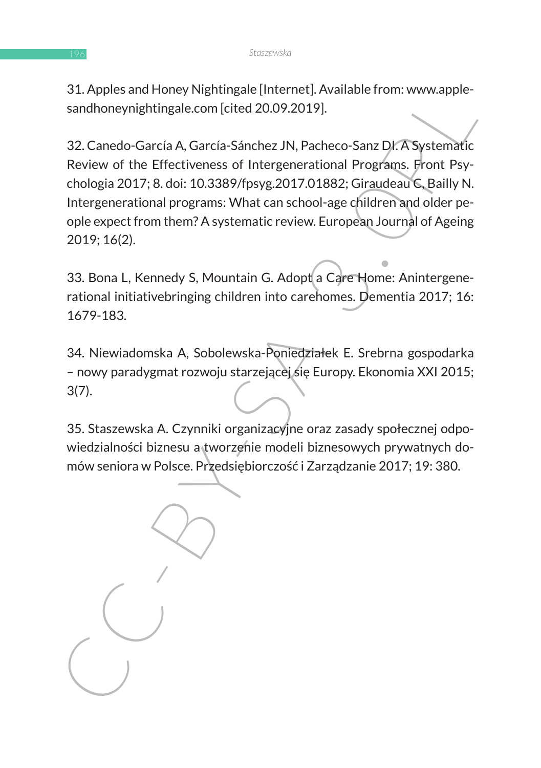31. Apples and Honey Nightingale [Internet]. Available from: www.applesandhoneynightingale.com [cited 20.09.2019].

32. Canedo-García A, García-Sánchez JN, Pacheco-Sanz DI. A Systematic Review of the Effectiveness of Intergenerational Programs. Front Psychologia 2017; 8. doi: 10.3389/fpsyg.2017.01882; Giraudeau C, Bailly N. Intergenerational programs: What can school-age children and older people expect from them? A systematic review. European Journal of Ageing 2019; 16(2).

33. Bona L, Kennedy S, Mountain G. Adopt a Care Home: Anintergenerational initiativebringing children into carehomes. Dementia 2017; 16: 1679-183.

34. Niewiadomska A, Sobolewska-Poniedziałek E. Srebrna gospodarka – nowy paradygmat rozwoju starzejącej się Europy. Ekonomia XXI 2015; 3(7).

35. Staszewska A. Czynniki organizacyjne oraz zasady społecznej odpowiedzialności biznesu a tworzenie modeli biznesowych prywatnych domów seniora w Polsce. Przedsiębiorczość i Zarządzanie 2017; 19: 380.